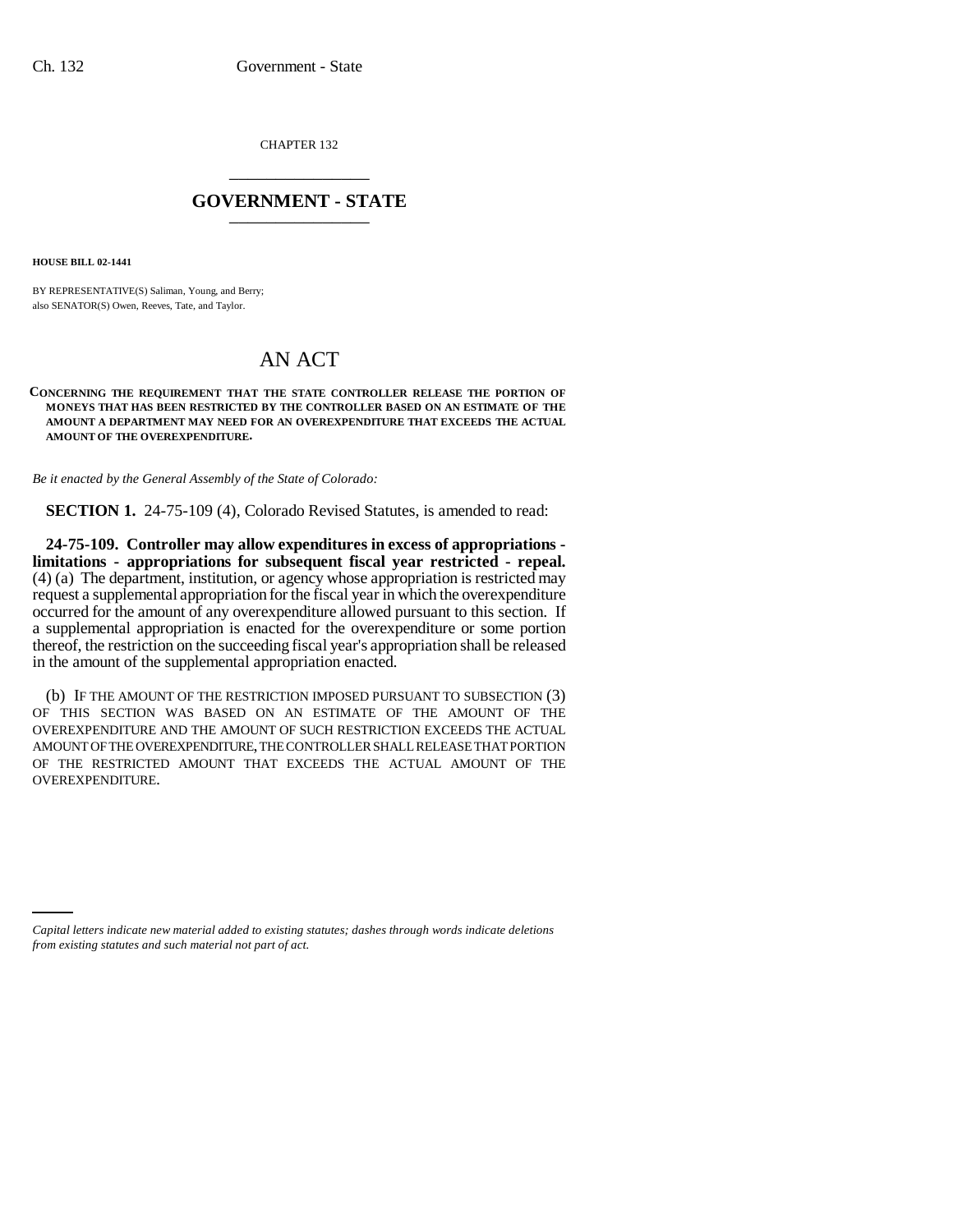CHAPTER 132

# GOVERNMENT - STATE

**HOUSE BILL 02-1441**

BY REPRESENTATIVE(S) Saliman, Young, and Berry;
also SENATOR(S) Owen, Reeves, Tate, and Taylor.

# AN ACT

**CONCERNING THE REQUIREMENT THAT THE STATE CONTROLLER RELEASE THE PORTION OF MONEYS THAT HAS BEEN RESTRICTED BY THE CONTROLLER BASED ON AN ESTIMATE OF THE AMOUNT A DEPARTMENT MAY NEED FOR AN OVEREXPENDITURE THAT EXCEEDS THE ACTUAL AMOUNT OF THE OVEREXPENDITURE.**

*Be it enacted by the General Assembly of the State of Colorado:*

**SECTION 1.** 24-75-109 (4), Colorado Revised Statutes, is amended to read:

**24-75-109. Controller may allow expenditures in excess of appropriations - limitations - appropriations for subsequent fiscal year restricted - repeal.** (4) (a) The department, institution, or agency whose appropriation is restricted may request a supplemental appropriation for the fiscal year in which the overexpenditure occurred for the amount of any overexpenditure allowed pursuant to this section. If a supplemental appropriation is enacted for the overexpenditure or some portion thereof, the restriction on the succeeding fiscal year's appropriation shall be released in the amount of the supplemental appropriation enacted.

(b) IF THE AMOUNT OF THE RESTRICTION IMPOSED PURSUANT TO SUBSECTION (3) OF THIS SECTION WAS BASED ON AN ESTIMATE OF THE AMOUNT OF THE OVEREXPENDITURE AND THE AMOUNT OF SUCH RESTRICTION EXCEEDS THE ACTUAL AMOUNT OF THE OVEREXPENDITURE, THE CONTROLLER SHALL RELEASE THAT PORTION OF THE RESTRICTED AMOUNT THAT EXCEEDS THE ACTUAL AMOUNT OF THE OVEREXPENDITURE.

*Capital letters indicate new material added to existing statutes; dashes through words indicate deletions from existing statutes and such material not part of act.*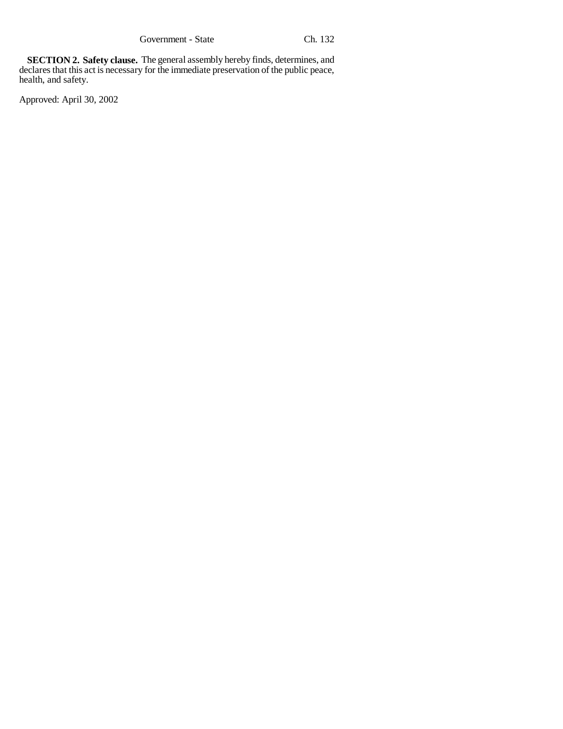**SECTION 2. Safety clause.** The general assembly hereby finds, determines, and declares that this act is necessary for the immediate preservation of the public peace, health, and safety.

Approved: April 30, 2002